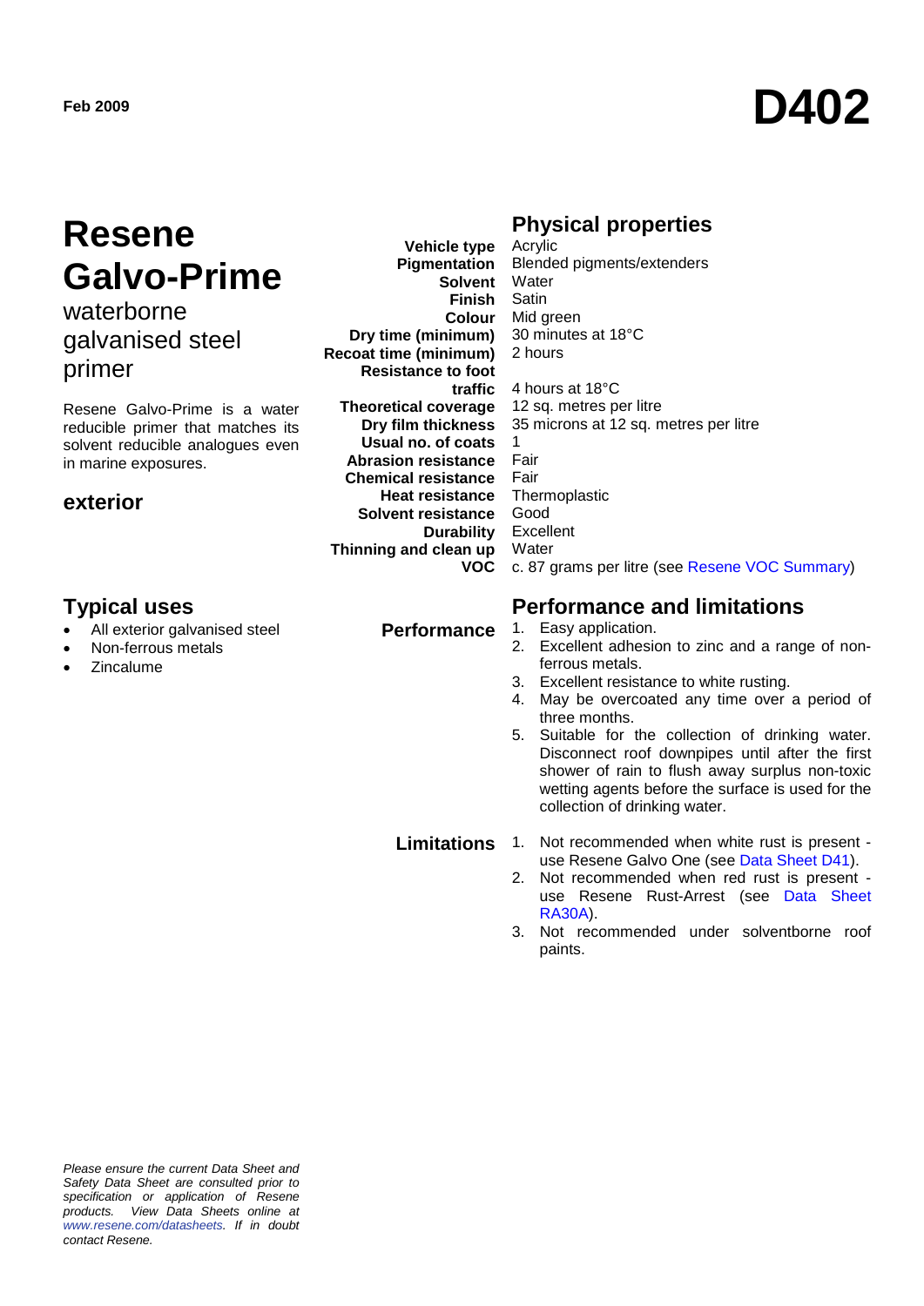Feb 2009

# D402

# Resene Galvo-Prime

waterborne galvanised steel primer

Resene Galvo-Prime is a water reducible primer that matches its solvent reducible analogues even in marine exposures.

## exterior

## Typical uses

- All exterior galvanised steel
- Non-ferrous metals
- Zincalume

## Physical properties

| | |
|---|---|
| **Vehicle type** | Acrylic |
| **Pigmentation** | Blended pigments/extenders |
| **Solvent** | Water |
| **Finish** | Satin |
| **Colour** | Mid green |
| **Dry time (minimum)** | 30 minutes at 18°C |
| **Recoat time (minimum)** | 2 hours |
| **Resistance to foot traffic** | 4 hours at 18°C |
| **Theoretical coverage** | 12 sq. metres per litre |
| **Dry film thickness** | 35 microns at 12 sq. metres per litre |
| **Usual no. of coats** | 1 |
| **Abrasion resistance** | Fair |
| **Chemical resistance** | Fair |
| **Heat resistance** | Thermoplastic |
| **Solvent resistance** | Good |
| **Durability** | Excellent |
| **Thinning and clean up** | Water |
| **VOC** | c. 87 grams per litre (see Resene VOC Summary) |

## Performance and limitations

**Performance**

1. Easy application.
2. Excellent adhesion to zinc and a range of non-ferrous metals.
3. Excellent resistance to white rusting.
4. May be overcoated any time over a period of three months.
5. Suitable for the collection of drinking water. Disconnect roof downpipes until after the first shower of rain to flush away surplus non-toxic wetting agents before the surface is used for the collection of drinking water.

**Limitations**

1. Not recommended when white rust is present - use Resene Galvo One (see Data Sheet D41).
2. Not recommended when red rust is present - use Resene Rust-Arrest (see Data Sheet RA30A).
3. Not recommended under solventborne roof paints.

*Please ensure the current Data Sheet and Safety Data Sheet are consulted prior to specification or application of Resene products. View Data Sheets online at www.resene.com/datasheets. If in doubt contact Resene.*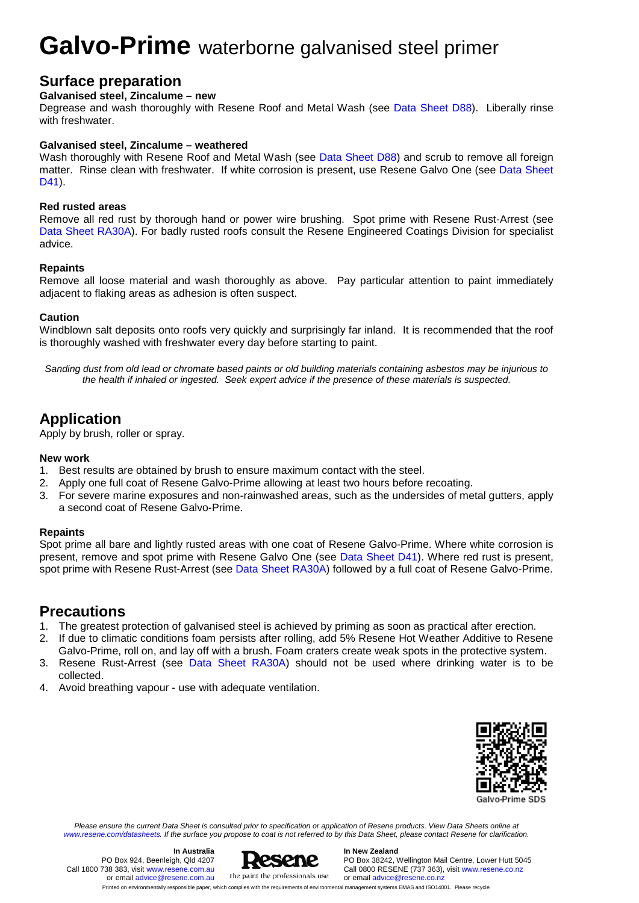# Galvo-Prime waterborne galvanised steel primer

## Surface preparation

**Galvanised steel, Zincalume – new**

Degrease and wash thoroughly with Resene Roof and Metal Wash (see Data Sheet D88). Liberally rinse with freshwater.

**Galvanised steel, Zincalume – weathered**

Wash thoroughly with Resene Roof and Metal Wash (see Data Sheet D88) and scrub to remove all foreign matter. Rinse clean with freshwater. If white corrosion is present, use Resene Galvo One (see Data Sheet D41).

**Red rusted areas**

Remove all red rust by thorough hand or power wire brushing. Spot prime with Resene Rust-Arrest (see Data Sheet RA30A). For badly rusted roofs consult the Resene Engineered Coatings Division for specialist advice.

**Repaints**

Remove all loose material and wash thoroughly as above. Pay particular attention to paint immediately adjacent to flaking areas as adhesion is often suspect.

**Caution**

Windblown salt deposits onto roofs very quickly and surprisingly far inland. It is recommended that the roof is thoroughly washed with freshwater every day before starting to paint.

*Sanding dust from old lead or chromate based paints or old building materials containing asbestos may be injurious to the health if inhaled or ingested. Seek expert advice if the presence of these materials is suspected.*

## Application

Apply by brush, roller or spray.

**New work**

1. Best results are obtained by brush to ensure maximum contact with the steel.
2. Apply one full coat of Resene Galvo-Prime allowing at least two hours before recoating.
3. For severe marine exposures and non-rainwashed areas, such as the undersides of metal gutters, apply a second coat of Resene Galvo-Prime.

**Repaints**

Spot prime all bare and lightly rusted areas with one coat of Resene Galvo-Prime. Where white corrosion is present, remove and spot prime with Resene Galvo One (see Data Sheet D41). Where red rust is present, spot prime with Resene Rust-Arrest (see Data Sheet RA30A) followed by a full coat of Resene Galvo-Prime.

## Precautions

1. The greatest protection of galvanised steel is achieved by priming as soon as practical after erection.
2. If due to climatic conditions foam persists after rolling, add 5% Resene Hot Weather Additive to Resene Galvo-Prime, roll on, and lay off with a brush. Foam craters create weak spots in the protective system.
3. Resene Rust-Arrest (see Data Sheet RA30A) should not be used where drinking water is to be collected.
4. Avoid breathing vapour - use with adequate ventilation.

Galvo-Prime SDS

*Please ensure the current Data Sheet is consulted prior to specification or application of Resene products. View Data Sheets online at www.resene.com/datasheets. If the surface you propose to coat is not referred to by this Data Sheet, please contact Resene for clarification.*

**In Australia**
PO Box 924, Beenleigh, Qld 4207
Call 1800 738 383, visit www.resene.com.au
or email advice@resene.com.au

Resene
the paint the professionals use

**In New Zealand**
PO Box 38242, Wellington Mail Centre, Lower Hutt 5045
Call 0800 RESENE (737 363), visit www.resene.co.nz
or email advice@resene.co.nz

Printed on environmentally responsible paper, which complies with the requirements of environmental management systems EMAS and ISO14001. Please recycle.